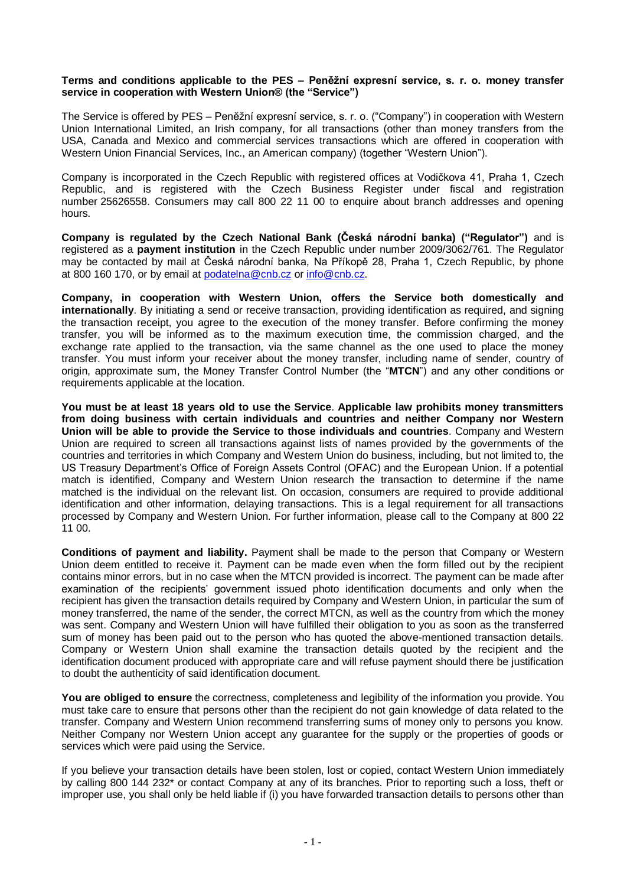**Terms and conditions applicable to the PES – Peněžní expresní service, s. r. o. money transfer service in cooperation with Western Union® (the "Service")**

The Service is offered by PES – Peněžní expresní service, s. r. o. ("Company") in cooperation with Western Union International Limited, an Irish company, for all transactions (other than money transfers from the USA, Canada and Mexico and commercial services transactions which are offered in cooperation with Western Union Financial Services, Inc., an American company) (together "Western Union").

Company is incorporated in the Czech Republic with registered offices at Vodičkova 41, Praha 1, Czech Republic, and is registered with the Czech Business Register under fiscal and registration number 25626558. Consumers may call 800 22 11 00 to enquire about branch addresses and opening hours.

**Company is regulated by the Czech National Bank (Česká národní banka) ("Regulator")** and is registered as a **payment institution** in the Czech Republic under number 2009/3062/761. The Regulator may be contacted by mail at Česká národní banka, Na Příkopě 28, Praha 1, Czech Republic, by phone at 800 160 170, or by email at podatelna@cnb.cz or info@cnb.cz.

**Company, in cooperation with Western Union, offers the Service both domestically and internationally**. By initiating a send or receive transaction, providing identification as required, and signing the transaction receipt, you agree to the execution of the money transfer. Before confirming the money transfer, you will be informed as to the maximum execution time, the commission charged, and the exchange rate applied to the transaction, via the same channel as the one used to place the money transfer. You must inform your receiver about the money transfer, including name of sender, country of origin, approximate sum, the Money Transfer Control Number (the "**MTCN**") and any other conditions or requirements applicable at the location.

**You must be at least 18 years old to use the Service**. **Applicable law prohibits money transmitters from doing business with certain individuals and countries and neither Company nor Western Union will be able to provide the Service to those individuals and countries**. Company and Western Union are required to screen all transactions against lists of names provided by the governments of the countries and territories in which Company and Western Union do business, including, but not limited to, the US Treasury Department's Office of Foreign Assets Control (OFAC) and the European Union. If a potential match is identified, Company and Western Union research the transaction to determine if the name matched is the individual on the relevant list. On occasion, consumers are required to provide additional identification and other information, delaying transactions. This is a legal requirement for all transactions processed by Company and Western Union. For further information, please call to the Company at 800 22 11 00.

**Conditions of payment and liability.** Payment shall be made to the person that Company or Western Union deem entitled to receive it. Payment can be made even when the form filled out by the recipient contains minor errors, but in no case when the MTCN provided is incorrect. The payment can be made after examination of the recipients' government issued photo identification documents and only when the recipient has given the transaction details required by Company and Western Union, in particular the sum of money transferred, the name of the sender, the correct MTCN, as well as the country from which the money was sent. Company and Western Union will have fulfilled their obligation to you as soon as the transferred sum of money has been paid out to the person who has quoted the above-mentioned transaction details. Company or Western Union shall examine the transaction details quoted by the recipient and the identification document produced with appropriate care and will refuse payment should there be justification to doubt the authenticity of said identification document.

**You are obliged to ensure** the correctness, completeness and legibility of the information you provide. You must take care to ensure that persons other than the recipient do not gain knowledge of data related to the transfer. Company and Western Union recommend transferring sums of money only to persons you know. Neither Company nor Western Union accept any guarantee for the supply or the properties of goods or services which were paid using the Service.

If you believe your transaction details have been stolen, lost or copied, contact Western Union immediately by calling 800 144 232* or contact Company at any of its branches. Prior to reporting such a loss, theft or improper use, you shall only be held liable if (i) you have forwarded transaction details to persons other than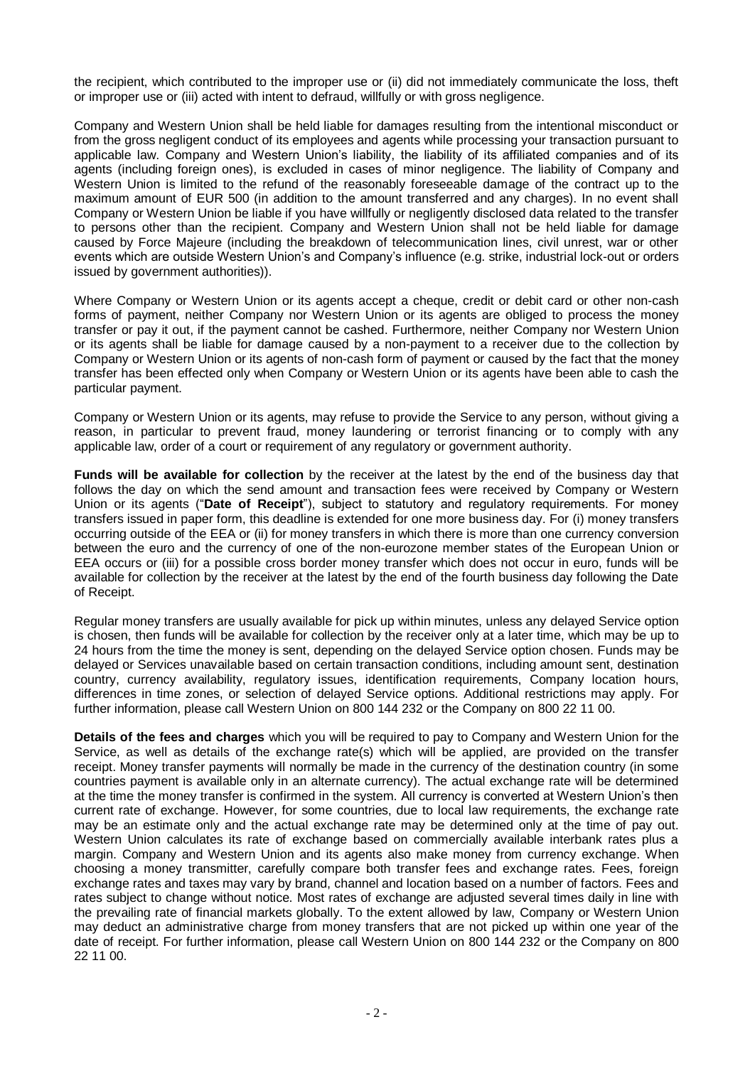the recipient, which contributed to the improper use or (ii) did not immediately communicate the loss, theft or improper use or (iii) acted with intent to defraud, willfully or with gross negligence.

Company and Western Union shall be held liable for damages resulting from the intentional misconduct or from the gross negligent conduct of its employees and agents while processing your transaction pursuant to applicable law. Company and Western Union's liability, the liability of its affiliated companies and of its agents (including foreign ones), is excluded in cases of minor negligence. The liability of Company and Western Union is limited to the refund of the reasonably foreseeable damage of the contract up to the maximum amount of EUR 500 (in addition to the amount transferred and any charges). In no event shall Company or Western Union be liable if you have willfully or negligently disclosed data related to the transfer to persons other than the recipient. Company and Western Union shall not be held liable for damage caused by Force Majeure (including the breakdown of telecommunication lines, civil unrest, war or other events which are outside Western Union's and Company's influence (e.g. strike, industrial lock-out or orders issued by government authorities)).

Where Company or Western Union or its agents accept a cheque, credit or debit card or other non-cash forms of payment, neither Company nor Western Union or its agents are obliged to process the money transfer or pay it out, if the payment cannot be cashed. Furthermore, neither Company nor Western Union or its agents shall be liable for damage caused by non-payment to a receiver due to the collection by Company or Western Union or its agents of non-cash form of payment or caused by the fact that the money transfer has been effected only when Company or Western Union or its agents have been able to cash the particular payment.

Company or Western Union or its agents, may refuse to provide the Service to any person, without giving a reason, in particular to prevent fraud, money laundering or terrorist financing or to comply with any applicable law, order of a court or requirement of any regulatory or government authority.

**Funds will be available for collection** by the receiver at the latest by the end of the business day that follows the day on which the send amount and transaction fees were received by Company or Western Union or its agents ("**Date of Receipt**"), subject to statutory and regulatory requirements. For money transfers issued in paper form, this deadline is extended for one more business day. For (i) money transfers occurring outside of the EEA or (ii) for money transfers in which there is more than one currency conversion between the euro and the currency of one of the non-eurozone member states of the European Union or EEA occurs or (iii) for a possible cross border money transfer which does not occur in euro, funds will be available for collection by the receiver at the latest by the end of the fourth business day following the Date of Receipt.

Regular money transfers are usually available for pick up within minutes, unless any delayed Service option is chosen, then funds will be available for collection by the receiver only at a later time, which may be up to 24 hours from the time the money is sent, depending on the delayed Service option chosen. Funds may be delayed or Services unavailable based on certain transaction conditions, including amount sent, destination country, currency availability, regulatory issues, identification requirements, Company location hours, differences in time zones, or selection of delayed Service options. Additional restrictions may apply. For further information, please call Western Union on 800 144 232 or the Company on 800 22 11 00.

**Details of the fees and charges** which you will be required to pay to Company and Western Union for the Service, as well as details of the exchange rate(s) which will be applied, are provided on the transfer receipt. Money transfer payments will normally be made in the currency of the destination country (in some countries payment is available only in an alternate currency). The actual exchange rate will be determined at the time the money transfer is confirmed in the system. All currency is converted at Western Union's then current rate of exchange. However, for some countries, due to local law requirements, the exchange rate may be an estimate only and the actual exchange rate may be determined only at the time of pay out. Western Union calculates its rate of exchange based on commercially available interbank rates plus a margin. Company and Western Union and its agents also make money from currency exchange. When choosing a money transmitter, carefully compare both transfer fees and exchange rates. Fees, foreign exchange rates and taxes may vary by brand, channel and location based on a number of factors. Fees and rates subject to change without notice. Most rates of exchange are adjusted several times daily in line with the prevailing rate of financial markets globally. To the extent allowed by law, Company or Western Union may deduct an administrative charge from money transfers that are not picked up within one year of the date of receipt. For further information, please call Western Union on 800 144 232 or the Company on 800 22 11 00.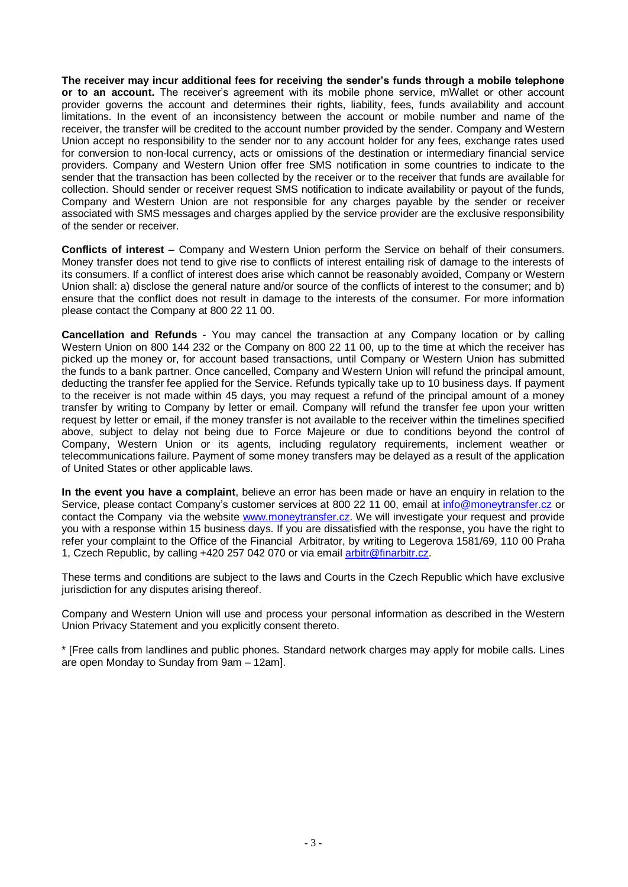**The receiver may incur additional fees for receiving the sender's funds through a mobile telephone or to an account.** The receiver's agreement with its mobile phone service, mWallet or other account provider governs the account and determines their rights, liability, fees, funds availability and account limitations. In the event of an inconsistency between the account or mobile number and name of the receiver, the transfer will be credited to the account number provided by the sender. Company and Western Union accept no responsibility to the sender nor to any account holder for any fees, exchange rates used for conversion to non-local currency, acts or omissions of the destination or intermediary financial service providers. Company and Western Union offer free SMS notification in some countries to indicate to the sender that the transaction has been collected by the receiver or to the receiver that funds are available for collection. Should sender or receiver request SMS notification to indicate availability or payout of the funds, Company and Western Union are not responsible for any charges payable by the sender or receiver associated with SMS messages and charges applied by the service provider are the exclusive responsibility of the sender or receiver.

**Conflicts of interest** – Company and Western Union perform the Service on behalf of their consumers. Money transfer does not tend to give rise to conflicts of interest entailing risk of damage to the interests of its consumers. If a conflict of interest does arise which cannot be reasonably avoided, Company or Western Union shall: a) disclose the general nature and/or source of the conflicts of interest to the consumer; and b) ensure that the conflict does not result in damage to the interests of the consumer. For more information please contact the Company at 800 22 11 00.

**Cancellation and Refunds** - You may cancel the transaction at any Company location or by calling Western Union on 800 144 232 or the Company on 800 22 11 00, up to the time at which the receiver has picked up the money or, for account based transactions, until Company or Western Union has submitted the funds to a bank partner. Once cancelled, Company and Western Union will refund the principal amount, deducting the transfer fee applied for the Service. Refunds typically take up to 10 business days. If payment to the receiver is not made within 45 days, you may request a refund of the principal amount of a money transfer by writing to Company by letter or email. Company will refund the transfer fee upon your written request by letter or email, if the money transfer is not available to the receiver within the timelines specified above, subject to delay not being due to Force Majeure or due to conditions beyond the control of Company, Western Union or its agents, including regulatory requirements, inclement weather or telecommunications failure. Payment of some money transfers may be delayed as a result of the application of United States or other applicable laws.

**In the event you have a complaint**, believe an error has been made or have an enquiry in relation to the Service, please contact Company's customer services at 800 22 11 00, email at info@moneytransfer.cz or contact the Company via the website www.moneytransfer.cz. We will investigate your request and provide you with a response within 15 business days. If you are dissatisfied with the response, you have the right to refer your complaint to the Office of the Financial Arbitrator, by writing to Legerova 1581/69, 110 00 Praha 1, Czech Republic, by calling +420 257 042 070 or via email arbitr@finarbitr.cz.

These terms and conditions are subject to the laws and Courts in the Czech Republic which have exclusive jurisdiction for any disputes arising thereof.

Company and Western Union will use and process your personal information as described in the Western Union Privacy Statement and you explicitly consent thereto.

* [Free calls from landlines and public phones. Standard network charges may apply for mobile calls. Lines are open Monday to Sunday from 9am – 12am].